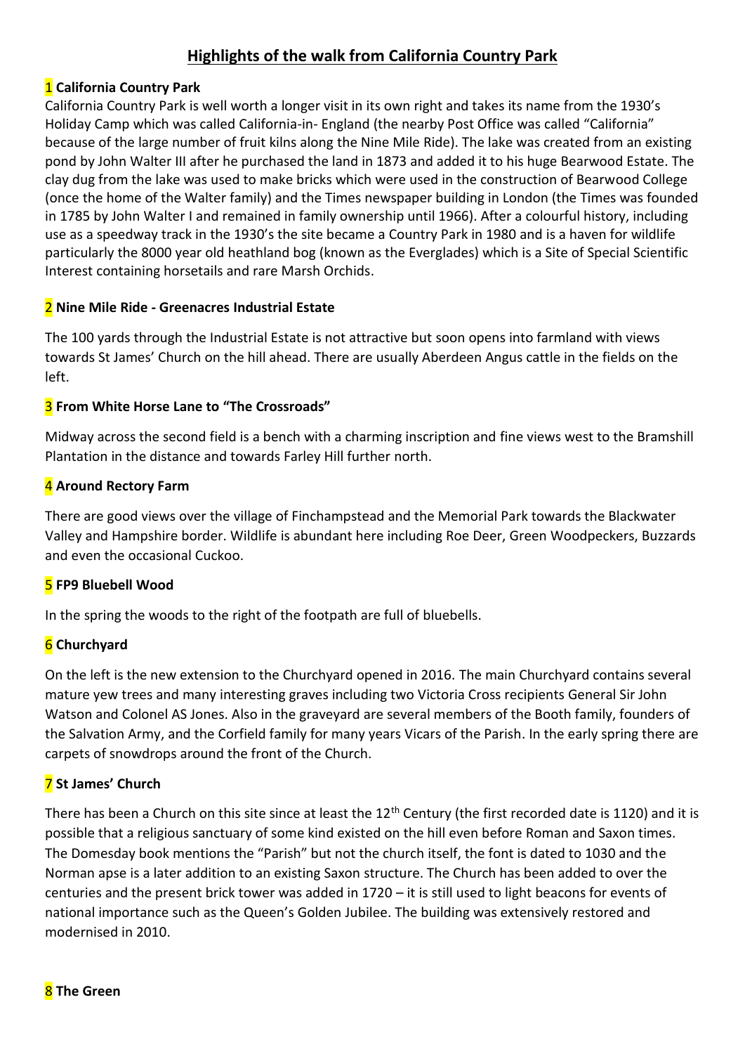# Highlights of the walk from California Country Park

## 1 California Country Park

California Country Park is well worth a longer visit in its own right and takes its name from the 1930's Holiday Camp which was called California-in- England (the nearby Post Office was called "California" because of the large number of fruit kilns along the Nine Mile Ride). The lake was created from an existing pond by John Walter III after he purchased the land in 1873 and added it to his huge Bearwood Estate. The clay dug from the lake was used to make bricks which were used in the construction of Bearwood College (once the home of the Walter family) and the Times newspaper building in London (the Times was founded in 1785 by John Walter I and remained in family ownership until 1966). After a colourful history, including use as a speedway track in the 1930's the site became a Country Park in 1980 and is a haven for wildlife particularly the 8000 year old heathland bog (known as the Everglades) which is a Site of Special Scientific Interest containing horsetails and rare Marsh Orchids.

## 2 Nine Mile Ride - Greenacres Industrial Estate

The 100 yards through the Industrial Estate is not attractive but soon opens into farmland with views towards St James' Church on the hill ahead. There are usually Aberdeen Angus cattle in the fields on the left.

## 3 From White Horse Lane to "The Crossroads"

Midway across the second field is a bench with a charming inscription and fine views west to the Bramshill Plantation in the distance and towards Farley Hill further north.

## 4 Around Rectory Farm

There are good views over the village of Finchampstead and the Memorial Park towards the Blackwater Valley and Hampshire border. Wildlife is abundant here including Roe Deer, Green Woodpeckers, Buzzards and even the occasional Cuckoo.

## 5 FP9 Bluebell Wood

In the spring the woods to the right of the footpath are full of bluebells.

## 6 Churchyard

On the left is the new extension to the Churchyard opened in 2016. The main Churchyard contains several mature yew trees and many interesting graves including two Victoria Cross recipients General Sir John Watson and Colonel AS Jones. Also in the graveyard are several members of the Booth family, founders of the Salvation Army, and the Corfield family for many years Vicars of the Parish. In the early spring there are carpets of snowdrops around the front of the Church.

## 7 St James' Church

There has been a Church on this site since at least the 12th Century (the first recorded date is 1120) and it is possible that a religious sanctuary of some kind existed on the hill even before Roman and Saxon times. The Domesday book mentions the "Parish" but not the church itself, the font is dated to 1030 and the Norman apse is a later addition to an existing Saxon structure. The Church has been added to over the centuries and the present brick tower was added in 1720 – it is still used to light beacons for events of national importance such as the Queen's Golden Jubilee. The building was extensively restored and modernised in 2010.

## 8 The Green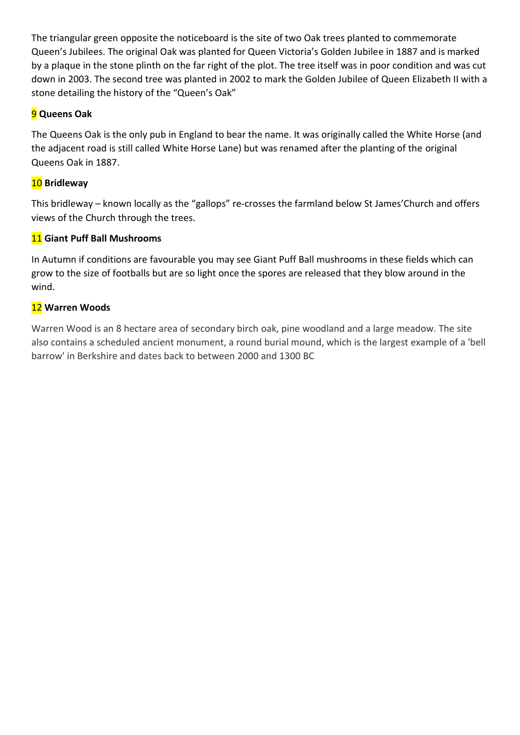The triangular green opposite the noticeboard is the site of two Oak trees planted to commemorate Queen's Jubilees. The original Oak was planted for Queen Victoria's Golden Jubilee in 1887 and is marked by a plaque in the stone plinth on the far right of the plot. The tree itself was in poor condition and was cut down in 2003. The second tree was planted in 2002 to mark the Golden Jubilee of Queen Elizabeth II with a stone detailing the history of the "Queen's Oak"

### 9 Queens Oak

The Queens Oak is the only pub in England to bear the name. It was originally called the White Horse (and the adjacent road is still called White Horse Lane) but was renamed after the planting of the original Queens Oak in 1887.

### 10 Bridleway

This bridleway – known locally as the "gallops" re-crosses the farmland below St James'Church and offers views of the Church through the trees.

### 11 Giant Puff Ball Mushrooms

In Autumn if conditions are favourable you may see Giant Puff Ball mushrooms in these fields which can grow to the size of footballs but are so light once the spores are released that they blow around in the wind.

### 12 Warren Woods

Warren Wood is an 8 hectare area of secondary birch oak, pine woodland and a large meadow. The site also contains a scheduled ancient monument, a round burial mound, which is the largest example of a 'bell barrow' in Berkshire and dates back to between 2000 and 1300 BC